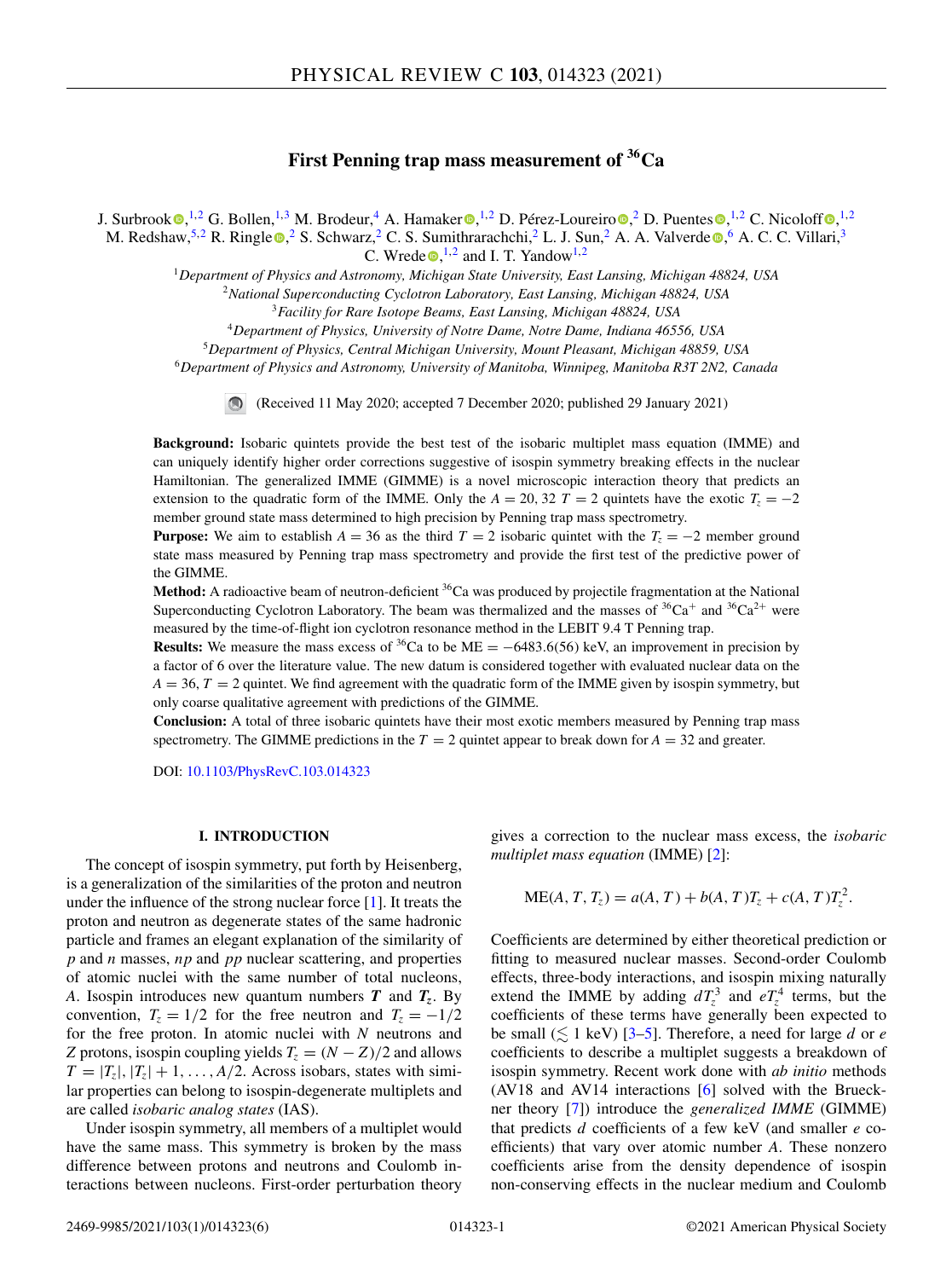# First Penning trap mass measurement of $^{36}$Ca

J. Surbrook,[1,2] G. Bollen,[1,3] M. Brodeur,[4] A. Hamaker,[1,2] D. Pérez-Loureiro,[2] D. Puentes,[1,2] C. Nicoloff,[1,2] M. Redshaw,[5,2] R. Ringle,[2] S. Schwarz,[2] C. S. Sumithrarachchi,[2] L. J. Sun,[2] A. A. Valverde,[6] A. C. C. Villari,[3] C. Wrede,[1,2] and I. T. Yandow[1,2]

[1] *Department of Physics and Astronomy, Michigan State University, East Lansing, Michigan 48824, USA*
[2] *National Superconducting Cyclotron Laboratory, East Lansing, Michigan 48824, USA*
[3] *Facility for Rare Isotope Beams, East Lansing, Michigan 48824, USA*
[4] *Department of Physics, University of Notre Dame, Notre Dame, Indiana 46556, USA*
[5] *Department of Physics, Central Michigan University, Mount Pleasant, Michigan 48859, USA*
[6] *Department of Physics and Astronomy, University of Manitoba, Winnipeg, Manitoba R3T 2N2, Canada*

(Received 11 May 2020; accepted 7 December 2020; published 29 January 2021)

**Background:** Isobaric quintets provide the best test of the isobaric multiplet mass equation (IMME) and can uniquely identify higher order corrections suggestive of isospin symmetry breaking effects in the nuclear Hamiltonian. The generalized IMME (GIMME) is a novel microscopic interaction theory that predicts an extension to the quadratic form of the IMME. Only the $A = 20, 32$ $T = 2$ quintets have the exotic $T_z = -2$ member ground state mass determined to high precision by Penning trap mass spectrometry.

**Purpose:** We aim to establish $A = 36$ as the third $T = 2$ isobaric quintet with the $T_z = -2$ member ground state mass measured by Penning trap mass spectrometry and provide the first test of the predictive power of the GIMME.

**Method:** A radioactive beam of neutron-deficient $^{36}$Ca was produced by projectile fragmentation at the National Superconducting Cyclotron Laboratory. The beam was thermalized and the masses of $^{36}Ca^{+}$ and $^{36}Ca^{2+}$ were measured by the time-of-flight ion cyclotron resonance method in the LEBIT 9.4 T Penning trap.

**Results:** We measure the mass excess of $^{36}$Ca to be ME = −6483.6(56) keV, an improvement in precision by a factor of 6 over the literature value. The new datum is considered together with evaluated nuclear data on the $A = 36, T = 2$ quintet. We find agreement with the quadratic form of the IMME given by isospin symmetry, but only coarse qualitative agreement with predictions of the GIMME.

**Conclusion:** A total of three isobaric quintets have their most exotic members measured by Penning trap mass spectrometry. The GIMME predictions in the $T = 2$ quintet appear to break down for $A = 32$ and greater.

DOI: 10.1103/PhysRevC.103.014323

## I. INTRODUCTION

The concept of isospin symmetry, put forth by Heisenberg, is a generalization of the similarities of the proton and neutron under the influence of the strong nuclear force [1]. It treats the proton and neutron as degenerate states of the same hadronic particle and frames an elegant explanation of the similarity of $p$ and $n$ masses, $np$ and $pp$ nuclear scattering, and properties of atomic nuclei with the same number of total nucleons, $A$. Isospin introduces new quantum numbers $\boldsymbol{T}$ and $\boldsymbol{T_z}$. By convention, $T_z = 1/2$ for the free neutron and $T_z = -1/2$ for the free proton. In atomic nuclei with $N$ neutrons and $Z$ protons, isospin coupling yields $T_z = (N - Z)/2$ and allows $T = |T_z|, |T_z| + 1, \dots, A/2$. Across isobars, states with similar properties can belong to isospin-degenerate multiplets and are called *isobaric analog states* (IAS).

Under isospin symmetry, all members of a multiplet would have the same mass. This symmetry is broken by the mass difference between protons and neutrons and Coulomb interactions between nucleons. First-order perturbation theory gives a correction to the nuclear mass excess, the *isobaric multiplet mass equation* (IMME) [2]:

$$\mathrm{ME}(A, T, T_z) = a(A, T) + b(A, T)T_z + c(A, T)T_z^2.$$

Coefficients are determined by either theoretical prediction or fitting to measured nuclear masses. Second-order Coulomb effects, three-body interactions, and isospin mixing naturally extend the IMME by adding $dT_z^3$ and $eT_z^4$ terms, but the coefficients of these terms have generally been expected to be small ($\lesssim$ 1 keV) [3–5]. Therefore, a need for large $d$ or $e$ coefficients to describe a multiplet suggests a breakdown of isospin symmetry. Recent work done with *ab initio* methods (AV18 and AV14 interactions [6] solved with the Brueckner theory [7]) introduce the *generalized IMME* (GIMME) that predicts $d$ coefficients of a few keV (and smaller $e$ coefficients) that vary over atomic number $A$. These nonzero coefficients arise from the density dependence of isospin non-conserving effects in the nuclear medium and Coulomb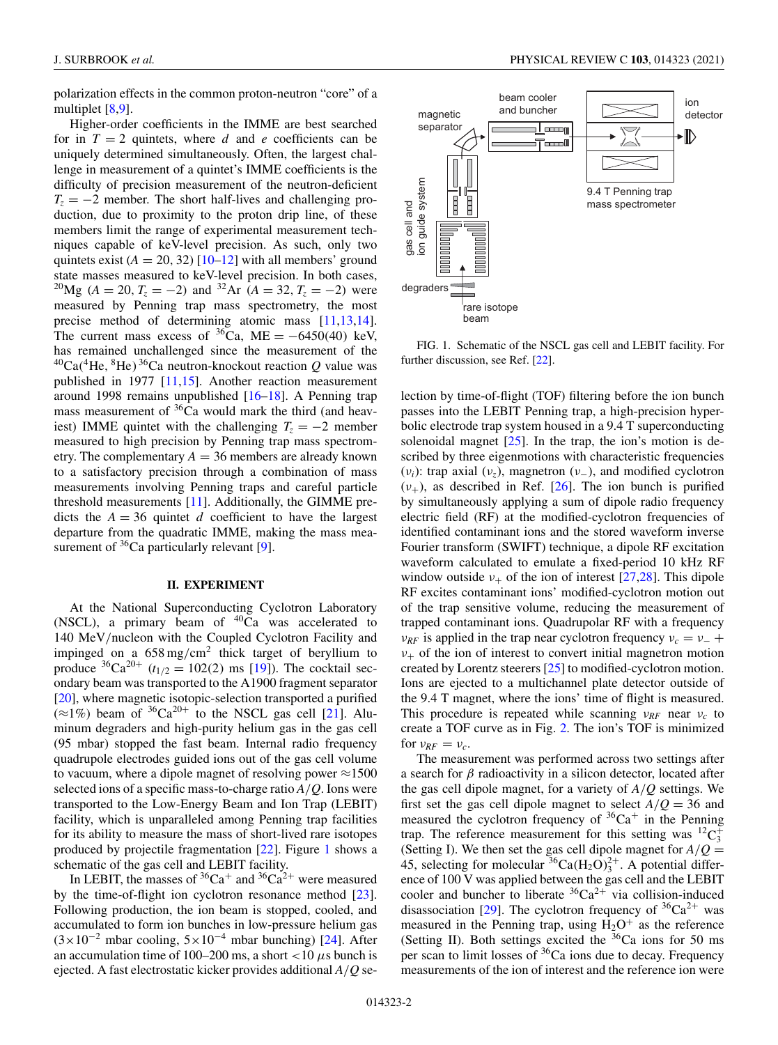polarization effects in the common proton-neutron "core" of a multiplet [8,9].

Higher-order coefficients in the IMME are best searched for in $T = 2$ quintets, where $d$ and $e$ coefficients can be uniquely determined simultaneously. Often, the largest challenge in measurement of a quintet's IMME coefficients is the difficulty of precision measurement of the neutron-deficient $T_z = -2$ member. The short half-lives and challenging production, due to proximity to the proton drip line, of these members limit the range of experimental measurement techniques capable of keV-level precision. As such, only two quintets exist ($A = 20, 32$) [10–12] with all members' ground state masses measured to keV-level precision. In both cases, $^{20}$Mg ($A = 20, T_z = -2$) and $^{32}$Ar ($A = 32, T_z = -2$) were measured by Penning trap mass spectrometry, the most precise method of determining atomic mass [11,13,14]. The current mass excess of $^{36}$Ca, ME $= -6450(40)$ keV, has remained unchallenged since the measurement of the $^{40}$Ca($^4$He, $^8$He)$^{36}$Ca neutron-knockout reaction $Q$ value was published in 1977 [11,15]. Another reaction measurement around 1998 remains unpublished [16–18]. A Penning trap mass measurement of $^{36}$Ca would mark the third (and heaviest) IMME quintet with the challenging $T_z = -2$ member measured to high precision by Penning trap mass spectrometry. The complementary $A = 36$ members are already known to a satisfactory precision through a combination of mass measurements involving Penning traps and careful particle threshold measurements [11]. Additionally, the GIMME predicts the $A = 36$ quintet $d$ coefficient to have the largest departure from the quadratic IMME, making the mass measurement of $^{36}$Ca particularly relevant [9].

## II. EXPERIMENT

At the National Superconducting Cyclotron Laboratory (NSCL), a primary beam of $^{40}$Ca was accelerated to 140 MeV/nucleon with the Coupled Cyclotron Facility and impinged on a 658 mg/cm$^2$ thick target of beryllium to produce $^{36}$Ca$^{20+}$ ($t_{1/2} = 102(2)$ ms [19]). The cocktail secondary beam was transported to the A1900 fragment separator [20], where magnetic isotopic-selection transported a purified ($\approx$1%) beam of $^{36}$Ca$^{20+}$ to the NSCL gas cell [21]. Aluminum degraders and high-purity helium gas in the gas cell (95 mbar) stopped the fast beam. Internal radio frequency quadrupole electrodes guided ions out of the gas cell volume to vacuum, where a dipole magnet of resolving power $\approx$1500 selected ions of a specific mass-to-charge ratio $A/Q$. Ions were transported to the Low-Energy Beam and Ion Trap (LEBIT) facility, which is unparalleled among Penning trap facilities for its ability to measure the mass of short-lived rare isotopes produced by projectile fragmentation [22]. Figure 1 shows a schematic of the gas cell and LEBIT facility.

In LEBIT, the masses of $^{36}$Ca$^+$ and $^{36}$Ca$^{2+}$ were measured by the time-of-flight ion cyclotron resonance method [23]. Following production, the ion beam is stopped, cooled, and accumulated to form ion bunches in low-pressure helium gas ($3\times10^{-2}$ mbar cooling, $5\times10^{-4}$ mbar bunching) [24]. After an accumulation time of 100–200 ms, a short $<$10 $\mu$s bunch is ejected. A fast electrostatic kicker provides additional $A/Q$ selection by time-of-flight (TOF) filtering before the ion bunch passes into the LEBIT Penning trap, a high-precision hyperbolic electrode trap system housed in a 9.4 T superconducting solenoidal magnet [25]. In the trap, the ion's motion is described by three eigenmotions with characteristic frequencies ($\nu_i$): trap axial ($\nu_z$), magnetron ($\nu_-$), and modified cyclotron ($\nu_+$), as described in Ref. [26]. The ion bunch is purified by simultaneously applying a sum of dipole radio frequency electric field (RF) at the modified-cyclotron frequencies of identified contaminant ions and the stored waveform inverse Fourier transform (SWIFT) technique, a dipole RF excitation waveform calculated to emulate a fixed-period 10 kHz RF window outside $\nu_+$ of the ion of interest [27,28]. This dipole RF excites contaminant ions' modified-cyclotron motion out of the trap sensitive volume, reducing the measurement of trapped contaminant ions. Quadrupolar RF with a frequency $\nu_{RF}$ is applied in the trap near cyclotron frequency $\nu_c = \nu_- + \nu_+$ of the ion of interest to convert initial magnetron motion created by Lorentz steerers [25] to modified-cyclotron motion. Ions are ejected to a multichannel plate detector outside of the 9.4 T magnet, where the ions' time of flight is measured. This procedure is repeated while scanning $\nu_{RF}$ near $\nu_c$ to create a TOF curve as in Fig. 2. The ion's TOF is minimized for $\nu_{RF} = \nu_c$.

FIG. 1. Schematic of the NSCL gas cell and LEBIT facility. For further discussion, see Ref. [22].

The measurement was performed across two settings after a search for $\beta$ radioactivity in a silicon detector, located after the gas cell dipole magnet, for a variety of $A/Q$ settings. We first set the gas cell dipole magnet to select $A/Q = 36$ and measured the cyclotron frequency of $^{36}$Ca$^+$ in the Penning trap. The reference measurement for this setting was $^{12}$C$_3^+$ (Setting I). We then set the gas cell dipole magnet for $A/Q = 45$, selecting for molecular $^{36}$Ca(H$_2$O)$_3^{2+}$. A potential difference of 100 V was applied between the gas cell and the LEBIT cooler and buncher to liberate $^{36}$Ca$^{2+}$ via collision-induced disassociation [29]. The cyclotron frequency of $^{36}$Ca$^{2+}$ was measured in the Penning trap, using H$_2$O$^+$ as the reference (Setting II). Both settings excited the $^{36}$Ca ions for 50 ms per scan to limit losses of $^{36}$Ca ions due to decay. Frequency measurements of the ion of interest and the reference ion were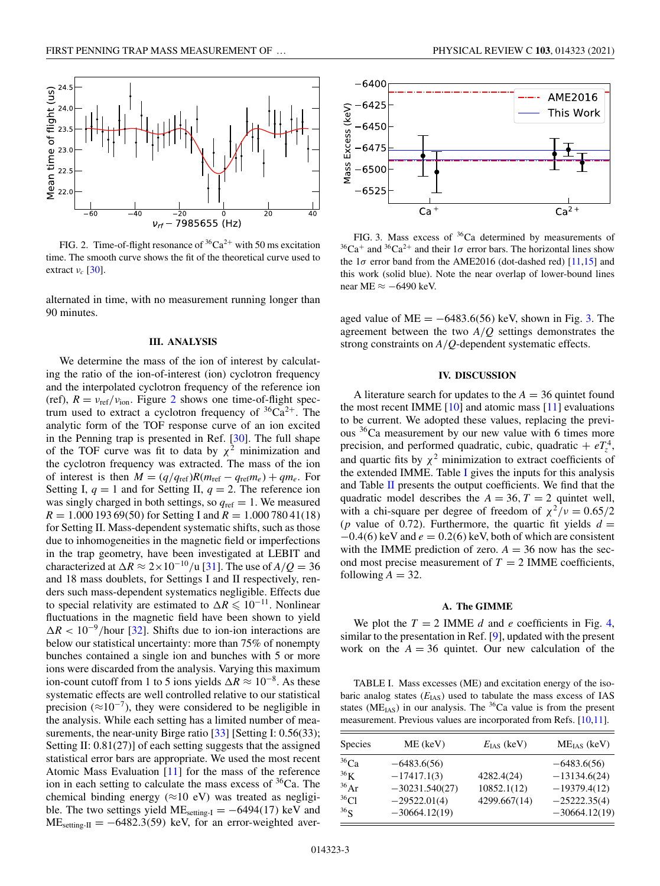FIG. 2. Time-of-flight resonance of $^{36}Ca^{2+}$ with 50 ms excitation time. The smooth curve shows the fit of the theoretical curve used to extract $\nu_c$ [30].

alternated in time, with no measurement running longer than 90 minutes.

## III. ANALYSIS

We determine the mass of the ion of interest by calculating the ratio of the ion-of-interest (ion) cyclotron frequency and the interpolated cyclotron frequency of the reference ion (ref), $R = \nu_{\mathrm{ref}}/\nu_{\mathrm{ion}}$. Figure 2 shows one time-of-flight spectrum used to extract a cyclotron frequency of $^{36}Ca^{2+}$. The analytic form of the TOF response curve of an ion excited in the Penning trap is presented in Ref. [30]. The full shape of the TOF curve was fit to data by $\chi^2$ minimization and the cyclotron frequency was extracted. The mass of the ion of interest is then $M = (q/q_{\mathrm{ref}})R(m_{\mathrm{ref}} - q_{\mathrm{ref}}m_e) + qm_e$. For Setting I, $q = 1$ and for Setting II, $q = 2$. The reference ion was singly charged in both settings, so $q_{\mathrm{ref}} = 1$. We measured $R = 1.000\,193\,69(50)$ for Setting I and $R = 1.000\,780\,41(18)$ for Setting II. Mass-dependent systematic shifts, such as those due to inhomogeneities in the magnetic field or imperfections in the trap geometry, have been investigated at LEBIT and characterized at $\Delta R \approx 2\times10^{-10}$/u [31]. The use of $A/Q = 36$ and 18 mass doublets, for Settings I and II respectively, renders such mass-dependent systematics negligible. Effects due to special relativity are estimated to $\Delta R \leqslant 10^{-11}$. Nonlinear fluctuations in the magnetic field have been shown to yield $\Delta R < 10^{-9}$/hour [32]. Shifts due to ion-ion interactions are below our statistical uncertainty: more than 75% of nonempty bunches contained a single ion and bunches with 5 or more ions were discarded from the analysis. Varying this maximum ion-count cutoff from 1 to 5 ions yields $\Delta R \approx 10^{-8}$. As these systematic effects are well controlled relative to our statistical precision ($\approx 10^{-7}$), they were considered to be negligible in the analysis. While each setting has a limited number of measurements, the near-unity Birge ratio [33] [Setting I: 0.56(33); Setting II: 0.81(27)] of each setting suggests that the assigned statistical error bars are appropriate. We used the most recent Atomic Mass Evaluation [11] for the mass of the reference ion in each setting to calculate the mass excess of $^{36}Ca$. The chemical binding energy ($\approx$10 eV) was treated as negligible. The two settings yield $\mathrm{ME}_{\text{setting-I}} = -6494(17)$ keV and $\mathrm{ME}_{\text{setting-II}} = -6482.3(59)$ keV, for an error-weighted averaged value of ME $= -6483.6(56)$ keV, shown in Fig. 3. The agreement between the two $A/Q$ settings demonstrates the strong constraints on $A/Q$-dependent systematic effects.

FIG. 3. Mass excess of $^{36}Ca$ determined by measurements of $^{36}Ca^{+}$ and $^{36}Ca^{2+}$ and their $1\sigma$ error bars. The horizontal lines show the $1\sigma$ error band from the AME2016 (dot-dashed red) [11,15] and this work (solid blue). Note the near overlap of lower-bound lines near ME $\approx -6490$ keV.

## IV. DISCUSSION

A literature search for updates to the $A = 36$ quintet found the most recent IMME [10] and atomic mass [11] evaluations to be current. We adopted these values, replacing the previous $^{36}Ca$ measurement by our new value with 6 times more precision, and performed quadratic, cubic, quadratic + $eT_z^4$, and quartic fits by $\chi^2$ minimization to extract coefficients of the extended IMME. Table I gives the inputs for this analysis and Table II presents the output coefficients. We find that the quadratic model describes the $A = 36, T = 2$ quintet well, with a chi-square per degree of freedom of $\chi^2/\nu = 0.65/2$ ($p$ value of 0.72). Furthermore, the quartic fit yields $d = -0.4(6)$ keV and $e = 0.2(6)$ keV, both of which are consistent with the IMME prediction of zero. $A = 36$ now has the second most precise measurement of $T = 2$ IMME coefficients, following $A = 32$.

### A. The GIMME

We plot the $T = 2$ IMME $d$ and $e$ coefficients in Fig. 4, similar to the presentation in Ref. [9], updated with the present work on the $A = 36$ quintet. Our new calculation of the

TABLE I. Mass excesses (ME) and excitation energy of the isobaric analog states ($E_{\mathrm{IAS}}$) used to tabulate the mass excess of IAS states ($\mathrm{ME}_{\mathrm{IAS}}$) in our analysis. The $^{36}Ca$ value is from the present measurement. Previous values are incorporated from Refs. [10,11].

| Species | ME (keV) | $E_{\mathrm{IAS}}$ (keV) | $\mathrm{ME}_{\mathrm{IAS}}$ (keV) |
|---|---|---|---|
| $^{36}$Ca | −6483.6(56) | | −6483.6(56) |
| $^{36}$K | −17417.1(3) | 4282.4(24) | −13134.6(24) |
| $^{36}$Ar | −30231.540(27) | 10852.1(12) | −19379.4(12) |
| $^{36}$Cl | −29522.01(4) | 4299.667(14) | −25222.35(4) |
| $^{36}$S | −30664.12(19) | | −30664.12(19) |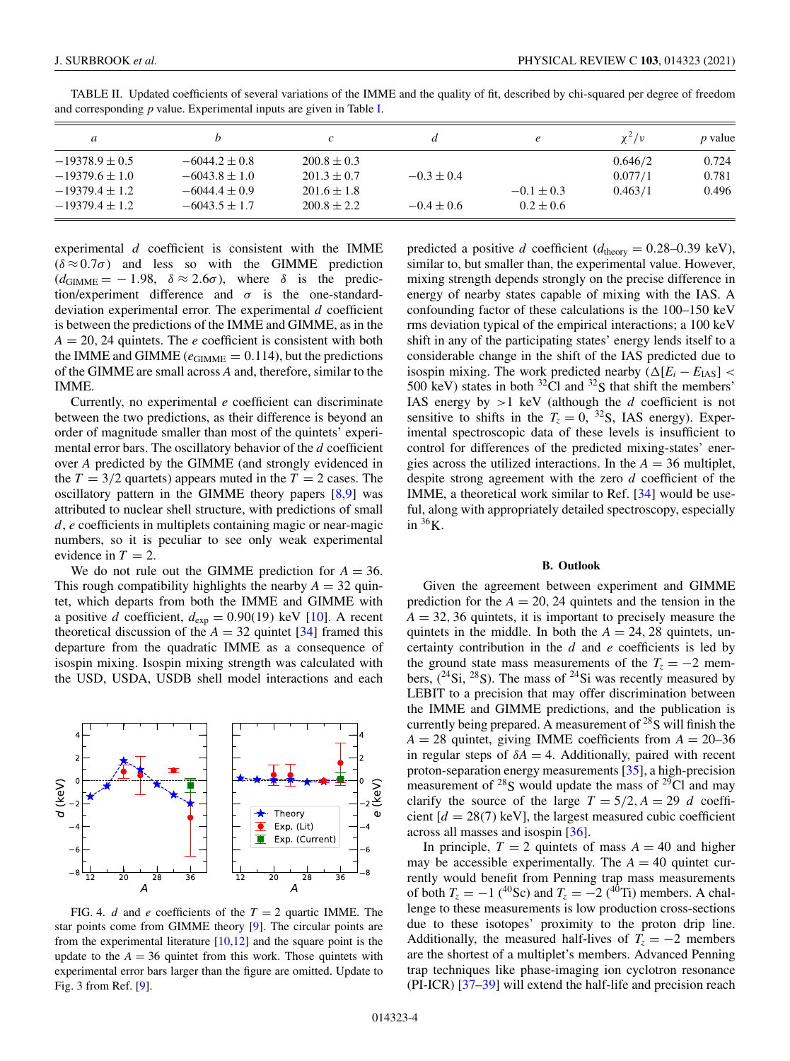TABLE II. Updated coefficients of several variations of the IMME and the quality of fit, described by chi-squared per degree of freedom and corresponding $p$ value. Experimental inputs are given in Table I.

| $a$ | $b$ | $c$ | $d$ | $e$ | $\chi^2/\nu$ | $p$ value |
|---|---|---|---|---|---|---|
| $-19378.9 \pm 0.5$ | $-6044.2 \pm 0.8$ | $200.8 \pm 0.3$ | | | 0.646/2 | 0.724 |
| $-19379.6 \pm 1.0$ | $-6043.8 \pm 1.0$ | $201.3 \pm 0.7$ | $-0.3 \pm 0.4$ | | 0.077/1 | 0.781 |
| $-19379.4 \pm 1.2$ | $-6044.4 \pm 0.9$ | $201.6 \pm 1.8$ | | $-0.1 \pm 0.3$ | 0.463/1 | 0.496 |
| $-19379.4 \pm 1.2$ | $-6043.5 \pm 1.7$ | $200.8 \pm 2.2$ | $-0.4 \pm 0.6$ | $0.2 \pm 0.6$ | | |

experimental $d$ coefficient is consistent with the IMME ($\delta \approx 0.7\sigma$) and less so with the GIMME prediction ($d_{\text{GIMME}} = -1.98$, $\delta \approx 2.6\sigma$), where $\delta$ is the prediction/experiment difference and $\sigma$ is the one-standard-deviation experimental error. The experimental $d$ coefficient is between the predictions of the IMME and GIMME, as in the $A = 20, 24$ quintets. The $e$ coefficient is consistent with both the IMME and GIMME ($e_{\text{GIMME}} = 0.114$), but the predictions of the GIMME are small across $A$ and, therefore, similar to the IMME.

Currently, no experimental $e$ coefficient can discriminate between the two predictions, as their difference is beyond an order of magnitude smaller than most of the quintets' experimental error bars. The oscillatory behavior of the $d$ coefficient over $A$ predicted by the GIMME (and strongly evidenced in the $T = 3/2$ quartets) appears muted in the $T = 2$ cases. The oscillatory pattern in the GIMME theory papers [8,9] was attributed to nuclear shell structure, with predictions of small $d$, $e$ coefficients in multiplets containing magic or near-magic numbers, so it is peculiar to see only weak experimental evidence in $T = 2$.

We do not rule out the GIMME prediction for $A = 36$. This rough compatibility highlights the nearby $A = 32$ quintet, which departs from both the IMME and GIMME with a positive $d$ coefficient, $d_{\text{exp}} = 0.90(19)$ keV [10]. A recent theoretical discussion of the $A = 32$ quintet [34] framed this departure from the quadratic IMME as a consequence of isospin mixing. Isospin mixing strength was calculated with the USD, USDA, USDB shell model interactions and each

FIG. 4. $d$ and $e$ coefficients of the $T = 2$ quartic IMME. The star points come from GIMME theory [9]. The circular points are from the experimental literature [10,12] and the square point is the update to the $A = 36$ quintet from this work. Those quintets with experimental error bars larger than the figure are omitted. Update to Fig. 3 from Ref. [9].

predicted a positive $d$ coefficient ($d_{\text{theory}} = 0.28$–$0.39$ keV), similar to, but smaller than, the experimental value. However, mixing strength depends strongly on the precise difference in energy of nearby states capable of mixing with the IAS. A confounding factor of these calculations is the 100–150 keV rms deviation typical of the empirical interactions; a 100 keV shift in any of the participating states' energy lends itself to a considerable change in the shift of the IAS predicted due to isospin mixing. The work predicted nearby ($\Delta[E_i - E_{\text{IAS}}] <$ 500 keV) states in both $^{32}$Cl and $^{32}$S that shift the members' IAS energy by $>1$ keV (although the $d$ coefficient is not sensitive to shifts in the $T_z = 0$, $^{32}$S, IAS energy). Experimental spectroscopic data of these levels is insufficient to control for differences of the predicted mixing-states' energies across the utilized interactions. In the $A = 36$ multiplet, despite strong agreement with the zero $d$ coefficient of the IMME, a theoretical work similar to Ref. [34] would be useful, along with appropriately detailed spectroscopy, especially in $^{36}$K.

### B. Outlook

Given the agreement between experiment and GIMME prediction for the $A = 20, 24$ quintets and the tension in the $A = 32, 36$ quintets, it is important to precisely measure the quintets in the middle. In both the $A = 24, 28$ quintets, uncertainty contribution in the $d$ and $e$ coefficients is led by the ground state mass measurements of the $T_z = -2$ members, ($^{24}$Si, $^{28}$S). The mass of $^{24}$Si was recently measured by LEBIT to a precision that may offer discrimination between the IMME and GIMME predictions, and the publication is currently being prepared. A measurement of $^{28}$S will finish the $A = 28$ quintet, giving IMME coefficients from $A = 20$–$36$ in regular steps of $\delta A = 4$. Additionally, paired with recent proton-separation energy measurements [35], a high-precision measurement of $^{28}$S would update the mass of $^{29}$Cl and may clarify the source of the large $T = 5/2, A = 29$ $d$ coefficient [$d = 28(7)$ keV], the largest measured cubic coefficient across all masses and isospin [36].

In principle, $T = 2$ quintets of mass $A = 40$ and higher may be accessible experimentally. The $A = 40$ quintet currently would benefit from Penning trap mass measurements of both $T_z = -1$ ($^{40}$Sc) and $T_z = -2$ ($^{40}$Ti) members. A challenge to these measurements is low production cross-sections due to these isotopes' proximity to the proton drip line. Additionally, the measured half-lives of $T_z = -2$ members are the shortest of a multiplet's members. Advanced Penning trap techniques like phase-imaging ion cyclotron resonance (PI-ICR) [37–39] will extend the half-life and precision reach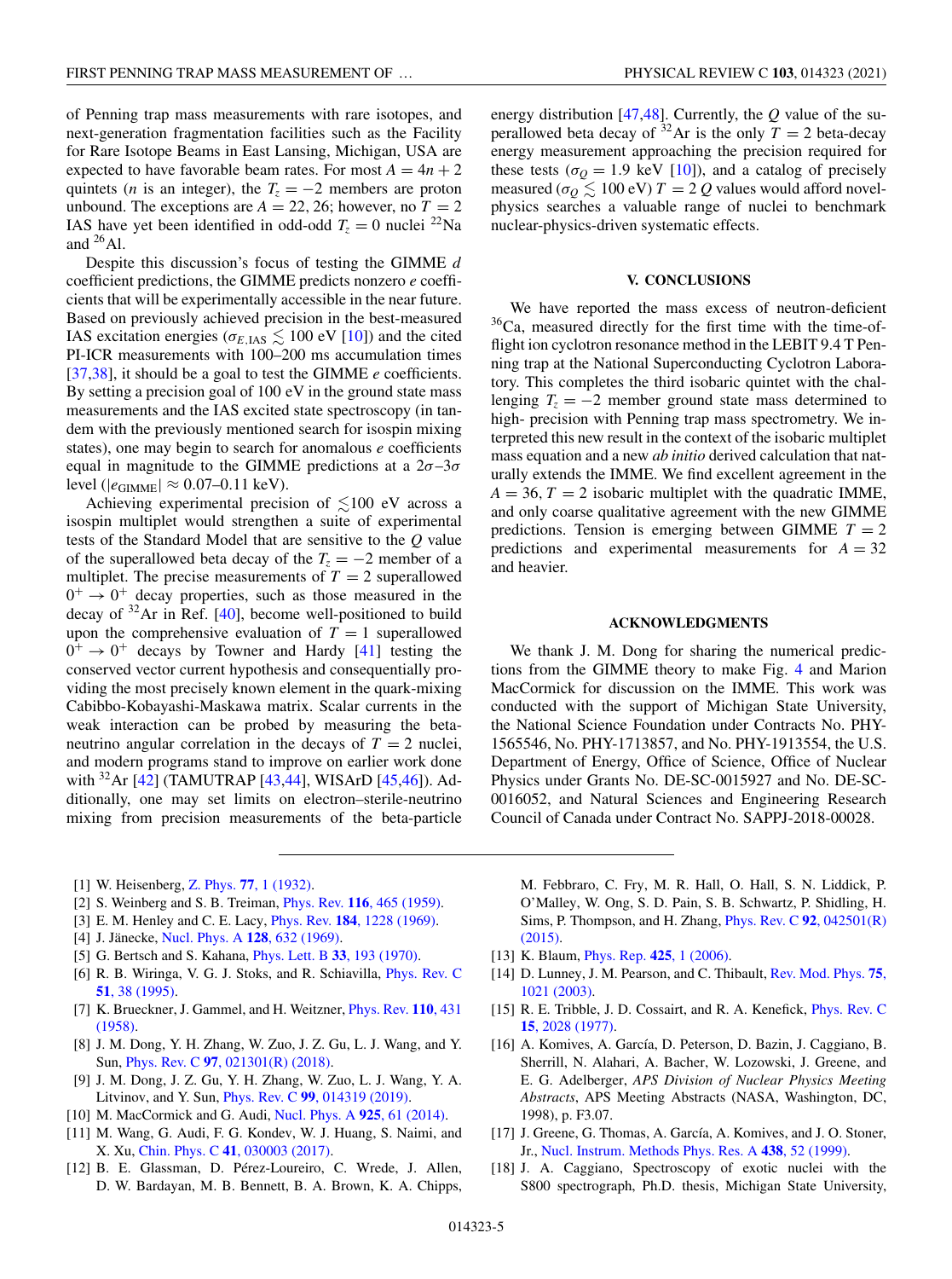of Penning trap mass measurements with rare isotopes, and next-generation fragmentation facilities such as the Facility for Rare Isotope Beams in East Lansing, Michigan, USA are expected to have favorable beam rates. For most $A = 4n + 2$ quintets ($n$ is an integer), the $T_z = -2$ members are proton unbound. The exceptions are $A = 22, 26$; however, no $T = 2$ IAS have yet been identified in odd-odd $T_z = 0$ nuclei $^{22}$Na and $^{26}$Al.

Despite this discussion's focus of testing the GIMME $d$ coefficient predictions, the GIMME predicts nonzero $e$ coefficients that will be experimentally accessible in the near future. Based on previously achieved precision in the best-measured IAS excitation energies ($\sigma_{E,\mathrm{IAS}} \lesssim 100$ eV [10]) and the cited PI-ICR measurements with 100–200 ms accumulation times [37,38], it should be a goal to test the GIMME $e$ coefficients. By setting a precision goal of 100 eV in the ground state mass measurements and the IAS excited state spectroscopy (in tandem with the previously mentioned search for isospin mixing states), one may begin to search for anomalous $e$ coefficients equal in magnitude to the GIMME predictions at a $2\sigma$–$3\sigma$ level ($|e_{\mathrm{GIMME}}| \approx 0.07$–$0.11$ keV).

Achieving experimental precision of $\lesssim$100 eV across a isospin multiplet would strengthen a suite of experimental tests of the Standard Model that are sensitive to the $Q$ value of the superallowed beta decay of the $T_z = -2$ member of a multiplet. The precise measurements of $T = 2$ superallowed $0^+ \rightarrow 0^+$ decay properties, such as those measured in the decay of $^{32}$Ar in Ref. [40], become well-positioned to build upon the comprehensive evaluation of $T = 1$ superallowed $0^+ \rightarrow 0^+$ decays by Towner and Hardy [41] testing the conserved vector current hypothesis and consequently providing the most precisely known element in the quark-mixing Cabibbo-Kobayashi-Maskawa matrix. Scalar currents in the weak interaction can be probed by measuring the beta-neutrino angular correlation in the decays of $T = 2$ nuclei, and modern programs stand to improve on earlier work done with $^{32}$Ar [42] (TAMUTRAP [43,44], WISArD [45,46]). Additionally, one may set limits on electron–sterile-neutrino mixing from precision measurements of the beta-particle energy distribution [47,48]. Currently, the $Q$ value of the superallowed beta decay of $^{32}$Ar is the only $T = 2$ beta-decay energy measurement approaching the precision required for these tests ($\sigma_Q = 1.9$ keV [10]), and a catalog of precisely measured ($\sigma_Q \lesssim 100$ eV) $T = 2$ $Q$ values would afford novel-physics searches a valuable range of nuclei to benchmark nuclear-physics-driven systematic effects.

## V. CONCLUSIONS

We have reported the mass excess of neutron-deficient $^{36}$Ca, measured directly for the first time with the time-of-flight ion cyclotron resonance method in the LEBIT 9.4 T Penning trap at the National Superconducting Cyclotron Laboratory. This completes the third isobaric quintet with the challenging $T_z = -2$ member ground state mass determined to high- precision with Penning trap mass spectrometry. We interpreted this new result in the context of the isobaric multiplet mass equation and a new *ab initio* derived calculation that naturally extends the IMME. We find excellent agreement in the $A = 36$, $T = 2$ isobaric multiplet with the quadratic IMME, and only coarse qualitative agreement with the new GIMME predictions. Tension is emerging between GIMME $T = 2$ predictions and experimental measurements for $A = 32$ and heavier.

## ACKNOWLEDGMENTS

We thank J. M. Dong for sharing the numerical predictions from the GIMME theory to make Fig. 4 and Marion MacCormick for discussion on the IMME. This work was conducted with the support of Michigan State University, the National Science Foundation under Contracts No. PHY-1565546, No. PHY-1713857, and No. PHY-1913554, the U.S. Department of Energy, Office of Science, Office of Nuclear Physics under Grants No. DE-SC-0015927 and No. DE-SC-0016052, and Natural Sciences and Engineering Research Council of Canada under Contract No. SAPPJ-2018-00028.

---

[1] W. Heisenberg, Z. Phys. **77**, 1 (1932).
[2] S. Weinberg and S. B. Treiman, Phys. Rev. **116**, 465 (1959).
[3] E. M. Henley and C. E. Lacy, Phys. Rev. **184**, 1228 (1969).
[4] J. Jänecke, Nucl. Phys. A **128**, 632 (1969).
[5] G. Bertsch and S. Kahana, Phys. Lett. B **33**, 193 (1970).
[6] R. B. Wiringa, V. G. J. Stoks, and R. Schiavilla, Phys. Rev. C **51**, 38 (1995).
[7] K. Brueckner, J. Gammel, and H. Weitzner, Phys. Rev. **110**, 431 (1958).
[8] J. M. Dong, Y. H. Zhang, W. Zuo, J. Z. Gu, L. J. Wang, and Y. Sun, Phys. Rev. C **97**, 021301(R) (2018).
[9] J. M. Dong, J. Z. Gu, Y. H. Zhang, W. Zuo, L. J. Wang, Y. A. Litvinov, and Y. Sun, Phys. Rev. C **99**, 014319 (2019).
[10] M. MacCormick and G. Audi, Nucl. Phys. A **925**, 61 (2014).
[11] M. Wang, G. Audi, F. G. Kondev, W. J. Huang, S. Naimi, and X. Xu, Chin. Phys. C **41**, 030003 (2017).
[12] B. E. Glassman, D. Pérez-Loureiro, C. Wrede, J. Allen, D. W. Bardayan, M. B. Bennett, B. A. Brown, K. A. Chipps, M. Febbraro, C. Fry, M. R. Hall, O. Hall, S. N. Liddick, P. O'Malley, W. Ong, S. D. Pain, S. B. Schwartz, P. Shidling, H. Sims, P. Thompson, and H. Zhang, Phys. Rev. C **92**, 042501(R) (2015).
[13] K. Blaum, Phys. Rep. **425**, 1 (2006).
[14] D. Lunney, J. M. Pearson, and C. Thibault, Rev. Mod. Phys. **75**, 1021 (2003).
[15] R. E. Tribble, J. D. Cossairt, and R. A. Kenefick, Phys. Rev. C **15**, 2028 (1977).
[16] A. Komives, A. García, D. Peterson, D. Bazin, J. Caggiano, B. Sherrill, N. Alahari, A. Bacher, W. Lozowski, J. Greene, and E. G. Adelberger, *APS Division of Nuclear Physics Meeting Abstracts*, APS Meeting Abstracts (NASA, Washington, DC, 1998), p. F3.07.
[17] J. Greene, G. Thomas, A. García, A. Komives, and J. O. Stoner, Jr., Nucl. Instrum. Methods Phys. Res. A **438**, 52 (1999).
[18] J. A. Caggiano, Spectroscopy of exotic nuclei with the S800 spectrograph, Ph.D. thesis, Michigan State University,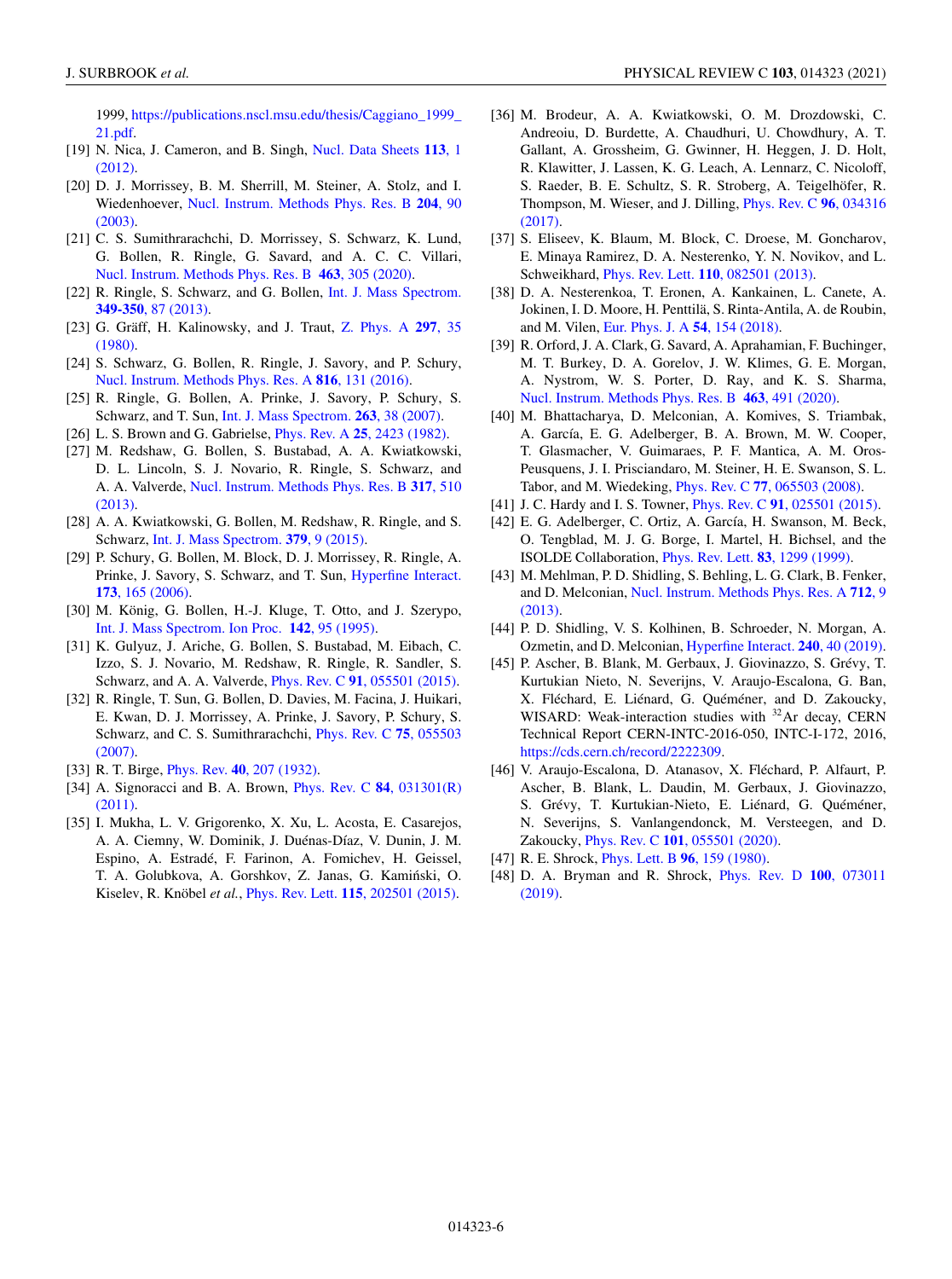1999, https://publications.nscl.msu.edu/thesis/Caggiano_1999_21.pdf.

[19] N. Nica, J. Cameron, and B. Singh, Nucl. Data Sheets **113**, 1 (2012).

[20] D. J. Morrissey, B. M. Sherrill, M. Steiner, A. Stolz, and I. Wiedenhoever, Nucl. Instrum. Methods Phys. Res. B **204**, 90 (2003).

[21] C. S. Sumithrarachchi, D. Morrissey, S. Schwarz, K. Lund, G. Bollen, R. Ringle, G. Savard, and A. C. C. Villari, Nucl. Instrum. Methods Phys. Res. B **463**, 305 (2020).

[22] R. Ringle, S. Schwarz, and G. Bollen, Int. J. Mass Spectrom. **349-350**, 87 (2013).

[23] G. Gräff, H. Kalinowsky, and J. Traut, Z. Phys. A **297**, 35 (1980).

[24] S. Schwarz, G. Bollen, R. Ringle, J. Savory, and P. Schury, Nucl. Instrum. Methods Phys. Res. A **816**, 131 (2016).

[25] R. Ringle, G. Bollen, A. Prinke, J. Savory, P. Schury, S. Schwarz, and T. Sun, Int. J. Mass Spectrom. **263**, 38 (2007).

[26] L. S. Brown and G. Gabrielse, Phys. Rev. A **25**, 2423 (1982).

[27] M. Redshaw, G. Bollen, S. Bustabad, A. A. Kwiatkowski, D. L. Lincoln, S. J. Novario, R. Ringle, S. Schwarz, and A. A. Valverde, Nucl. Instrum. Methods Phys. Res. B **317**, 510 (2013).

[28] A. A. Kwiatkowski, G. Bollen, M. Redshaw, R. Ringle, and S. Schwarz, Int. J. Mass Spectrom. **379**, 9 (2015).

[29] P. Schury, G. Bollen, M. Block, D. J. Morrissey, R. Ringle, A. Prinke, J. Savory, S. Schwarz, and T. Sun, Hyperfine Interact. **173**, 165 (2006).

[30] M. König, G. Bollen, H.-J. Kluge, T. Otto, and J. Szerypo, Int. J. Mass Spectrom. Ion Proc. **142**, 95 (1995).

[31] K. Gulyuz, J. Ariche, G. Bollen, S. Bustabad, M. Eibach, C. Izzo, S. J. Novario, M. Redshaw, R. Ringle, R. Sandler, S. Schwarz, and A. A. Valverde, Phys. Rev. C **91**, 055501 (2015).

[32] R. Ringle, T. Sun, G. Bollen, D. Davies, M. Facina, J. Huikari, E. Kwan, D. J. Morrissey, A. Prinke, J. Savory, P. Schury, S. Schwarz, and C. S. Sumithrarachchi, Phys. Rev. C **75**, 055503 (2007).

[33] R. T. Birge, Phys. Rev. **40**, 207 (1932).

[34] A. Signoracci and B. A. Brown, Phys. Rev. C **84**, 031301(R) (2011).

[35] I. Mukha, L. V. Grigorenko, X. Xu, L. Acosta, E. Casarejos, A. A. Ciemny, W. Dominik, J. Duénas-Díaz, V. Dunin, J. M. Espino, A. Estradé, F. Farinon, A. Fomichev, H. Geissel, T. A. Golubkova, A. Gorshkov, Z. Janas, G. Kamiński, O. Kiselev, R. Knöbel *et al.*, Phys. Rev. Lett. **115**, 202501 (2015).

[36] M. Brodeur, A. A. Kwiatkowski, O. M. Drozdowski, C. Andreoiu, D. Burdette, A. Chaudhuri, U. Chowdhury, A. T. Gallant, A. Grossheim, G. Gwinner, H. Heggen, J. D. Holt, R. Klawitter, J. Lassen, K. G. Leach, A. Lennarz, C. Nicoloff, S. Raeder, B. E. Schultz, S. R. Stroberg, A. Teigelhöfer, R. Thompson, M. Wieser, and J. Dilling, Phys. Rev. C **96**, 034316 (2017).

[37] S. Eliseev, K. Blaum, M. Block, C. Droese, M. Goncharov, E. Minaya Ramirez, D. A. Nesterenko, Y. N. Novikov, and L. Schweikhard, Phys. Rev. Lett. **110**, 082501 (2013).

[38] D. A. Nesterenkoa, T. Eronen, A. Kankainen, L. Canete, A. Jokinen, I. D. Moore, H. Penttilä, S. Rinta-Antila, A. de Roubin, and M. Vilen, Eur. Phys. J. A **54**, 154 (2018).

[39] R. Orford, J. A. Clark, G. Savard, A. Aprahamian, F. Buchinger, M. T. Burkey, D. A. Gorelov, J. W. Klimes, G. E. Morgan, A. Nystrom, W. S. Porter, D. Ray, and K. S. Sharma, Nucl. Instrum. Methods Phys. Res. B **463**, 491 (2020).

[40] M. Bhattacharya, D. Melconian, A. Komives, S. Triambak, A. García, E. G. Adelberger, B. A. Brown, M. W. Cooper, T. Glasmacher, V. Guimaraes, P. F. Mantica, A. M. Oros-Peusquens, J. I. Prisciandaro, M. Steiner, H. E. Swanson, S. L. Tabor, and M. Wiedeking, Phys. Rev. C **77**, 065503 (2008).

[41] J. C. Hardy and I. S. Towner, Phys. Rev. C **91**, 025501 (2015).

[42] E. G. Adelberger, C. Ortiz, A. García, H. Swanson, M. Beck, O. Tengblad, M. J. G. Borge, I. Martel, H. Bichsel, and the ISOLDE Collaboration, Phys. Rev. Lett. **83**, 1299 (1999).

[43] M. Mehlman, P. D. Shidling, S. Behling, L. G. Clark, B. Fenker, and D. Melconian, Nucl. Instrum. Methods Phys. Res. A **712**, 9 (2013).

[44] P. D. Shidling, V. S. Kolhinen, B. Schroeder, N. Morgan, A. Ozmetin, and D. Melconian, Hyperfine Interact. **240**, 40 (2019).

[45] P. Ascher, B. Blank, M. Gerbaux, J. Giovinazzo, S. Grévy, T. Kurtukian Nieto, N. Severijns, V. Araujo-Escalona, G. Ban, X. Fléchard, E. Liénard, G. Quéméner, and D. Zakoucky, WISARD: Weak-interaction studies with $^{32}$Ar decay, CERN Technical Report CERN-INTC-2016-050, INTC-I-172, 2016, https://cds.cern.ch/record/2222309.

[46] V. Araujo-Escalona, D. Atanasov, X. Fléchard, P. Alfaurt, P. Ascher, B. Blank, L. Daudin, M. Gerbaux, J. Giovinazzo, S. Grévy, T. Kurtukian-Nieto, E. Liénard, G. Quéméner, N. Severijns, S. Vanlangendonck, M. Versteegen, and D. Zakoucky, Phys. Rev. C **101**, 055501 (2020).

[47] R. E. Shrock, Phys. Lett. B **96**, 159 (1980).

[48] D. A. Bryman and R. Shrock, Phys. Rev. D **100**, 073011 (2019).